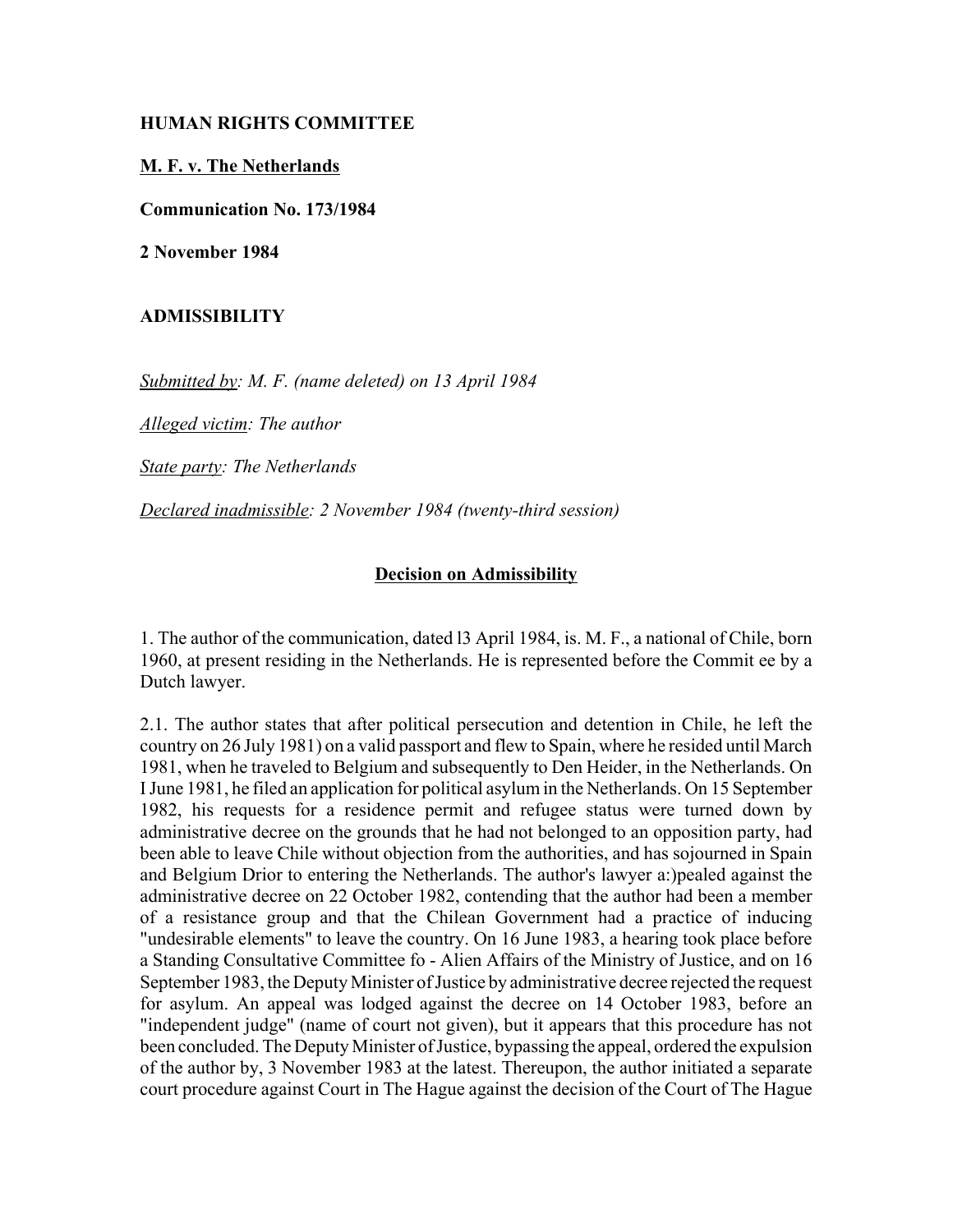**HUMAN RIGHTS COMMITTEE**

**M. F. v. The Netherlands**

**Communication No. 173/1984**

**2 November 1984**

**ADMISSIBILITY**

*Submitted by: M. F. (name deleted) on 13 April 1984*

*Alleged victim: The author*

*State party: The Netherlands*

*Declared inadmissible: 2 November 1984 (twenty-third session)*

**Decision on Admissibility**

1. The author of the communication, dated l3 April 1984, is. M. F., a national of Chile, born 1960, at present residing in the Netherlands. He is represented before the Commit ee by a Dutch lawyer.

2.1. The author states that after political persecution and detention in Chile, he left the country on 26 July 1981) on a valid passport and flew to Spain, where he resided until March 1981, when he traveled to Belgium and subsequently to Den Heider, in the Netherlands. On I June 1981, he filed an application for political asylum in the Netherlands. On 15 September 1982, his requests for a residence permit and refugee status were turned down by administrative decree on the grounds that he had not belonged to an opposition party, had been able to leave Chile without objection from the authorities, and has sojourned in Spain and Belgium Drior to entering the Netherlands. The author's lawyer a:)pealed against the administrative decree on 22 October 1982, contending that the author had been a member of a resistance group and that the Chilean Government had a practice of inducing "undesirable elements" to leave the country. On 16 June 1983, a hearing took place before a Standing Consultative Committee fo - Alien Affairs of the Ministry of Justice, and on 16 September 1983, the Deputy Minister of Justice by administrative decree rejected the request for asylum. An appeal was lodged against the decree on 14 October 1983, before an "independent judge" (name of court not given), but it appears that this procedure has not been concluded. The Deputy Minister of Justice, bypassing the appeal, ordered the expulsion of the author by, 3 November 1983 at the latest. Thereupon, the author initiated a separate court procedure against Court in The Hague against the decision of the Court of The Hague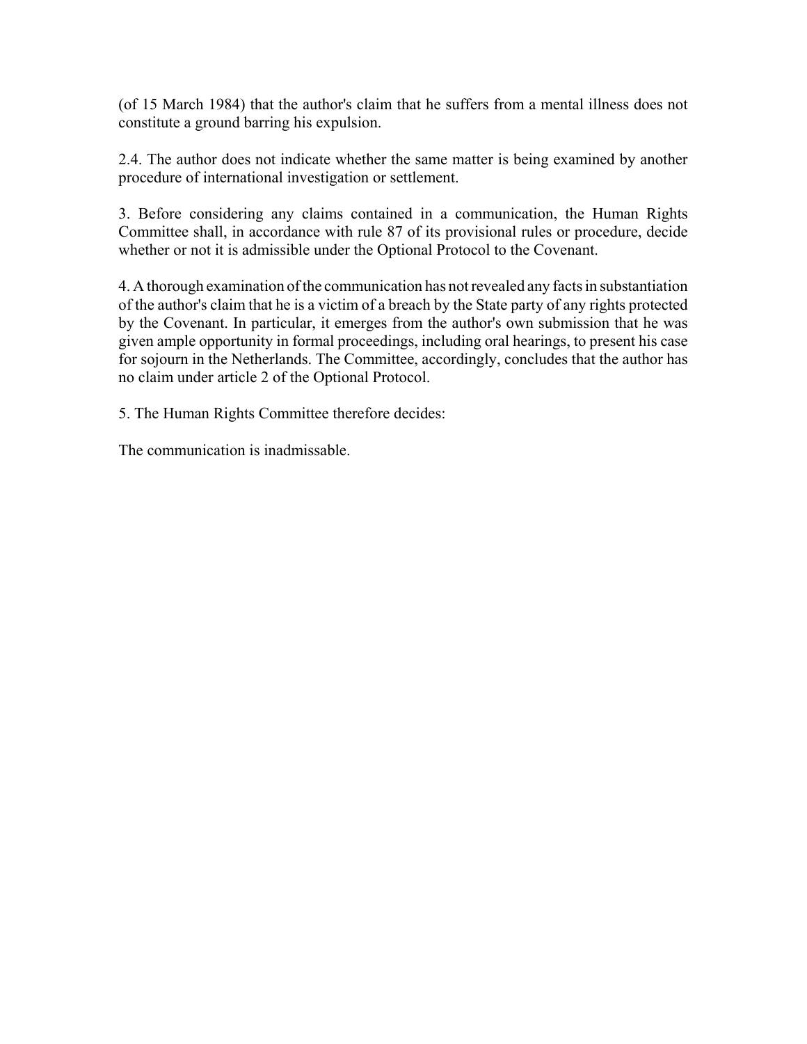(of 15 March 1984) that the author's claim that he suffers from a mental illness does not constitute a ground barring his expulsion.

2.4. The author does not indicate whether the same matter is being examined by another procedure of international investigation or settlement.

3. Before considering any claims contained in a communication, the Human Rights Committee shall, in accordance with rule 87 of its provisional rules or procedure, decide whether or not it is admissible under the Optional Protocol to the Covenant.

4. A thorough examination of the communication has not revealed any facts in substantiation of the author's claim that he is a victim of a breach by the State party of any rights protected by the Covenant. In particular, it emerges from the author's own submission that he was given ample opportunity in formal proceedings, including oral hearings, to present his case for sojourn in the Netherlands. The Committee, accordingly, concludes that the author has no claim under article 2 of the Optional Protocol.

5. The Human Rights Committee therefore decides:

The communication is inadmissable.